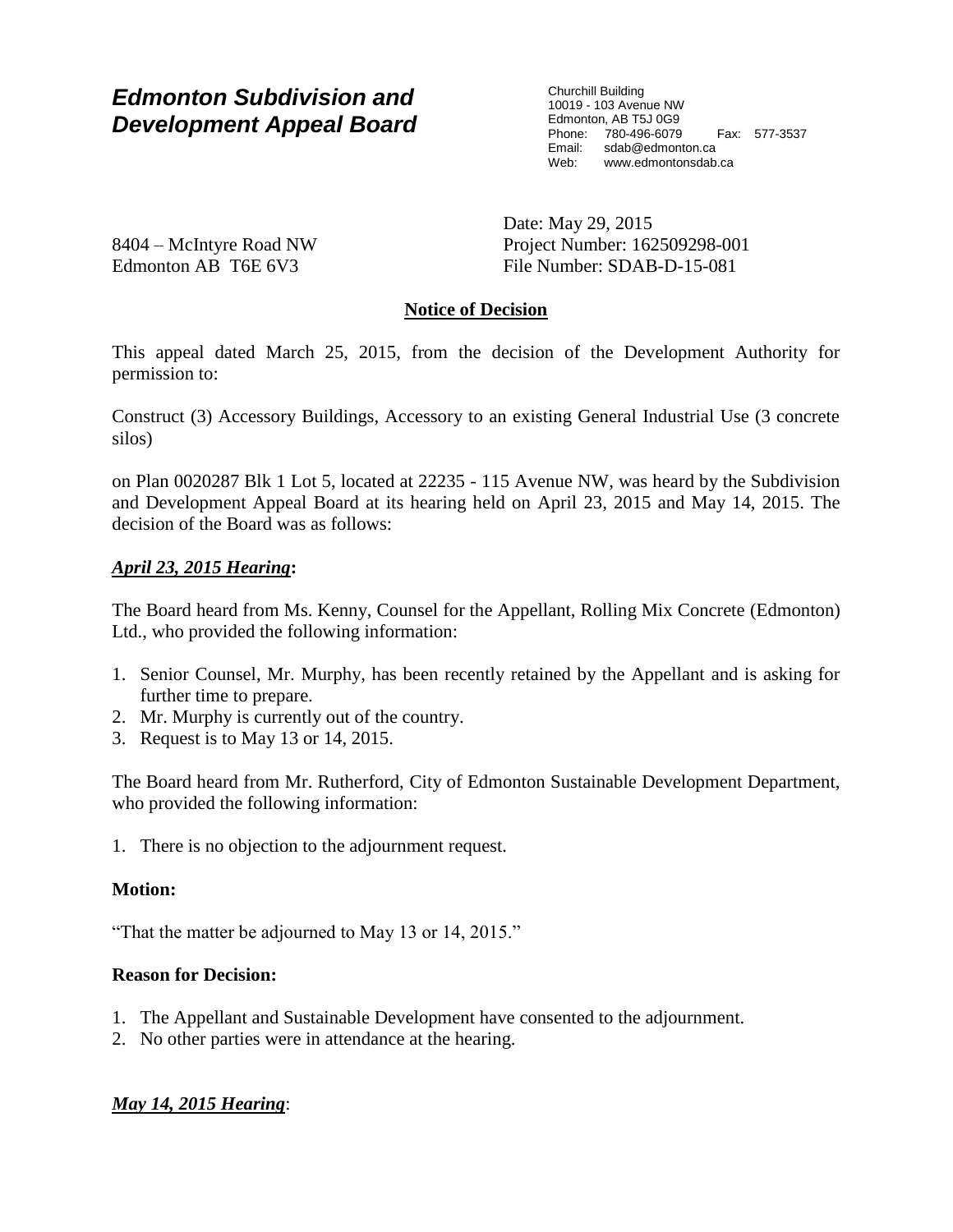# *Edmonton Subdivision and Development Appeal Board*

Churchill Building
10019 - 103 Avenue NW
Edmonton, AB T5J 0G9
Phone: 780-496-6079 Fax: 577-3537
Email: sdab@edmonton.ca
Web: www.edmontonsdab.ca

8404 – McIntyre Road NW
Edmonton AB T6E 6V3

Date: May 29, 2015
Project Number: 162509298-001
File Number: SDAB-D-15-081

## Notice of Decision

This appeal dated March 25, 2015, from the decision of the Development Authority for permission to:

Construct (3) Accessory Buildings, Accessory to an existing General Industrial Use (3 concrete silos)

on Plan 0020287 Blk 1 Lot 5, located at 22235 - 115 Avenue NW, was heard by the Subdivision and Development Appeal Board at its hearing held on April 23, 2015 and May 14, 2015. The decision of the Board was as follows:

***April 23, 2015 Hearing*:**

The Board heard from Ms. Kenny, Counsel for the Appellant, Rolling Mix Concrete (Edmonton) Ltd., who provided the following information:

1. Senior Counsel, Mr. Murphy, has been recently retained by the Appellant and is asking for further time to prepare.
2. Mr. Murphy is currently out of the country.
3. Request is to May 13 or 14, 2015.

The Board heard from Mr. Rutherford, City of Edmonton Sustainable Development Department, who provided the following information:

1. There is no objection to the adjournment request.

**Motion:**

"That the matter be adjourned to May 13 or 14, 2015."

**Reason for Decision:**

1. The Appellant and Sustainable Development have consented to the adjournment.
2. No other parties were in attendance at the hearing.

***May 14, 2015 Hearing*:**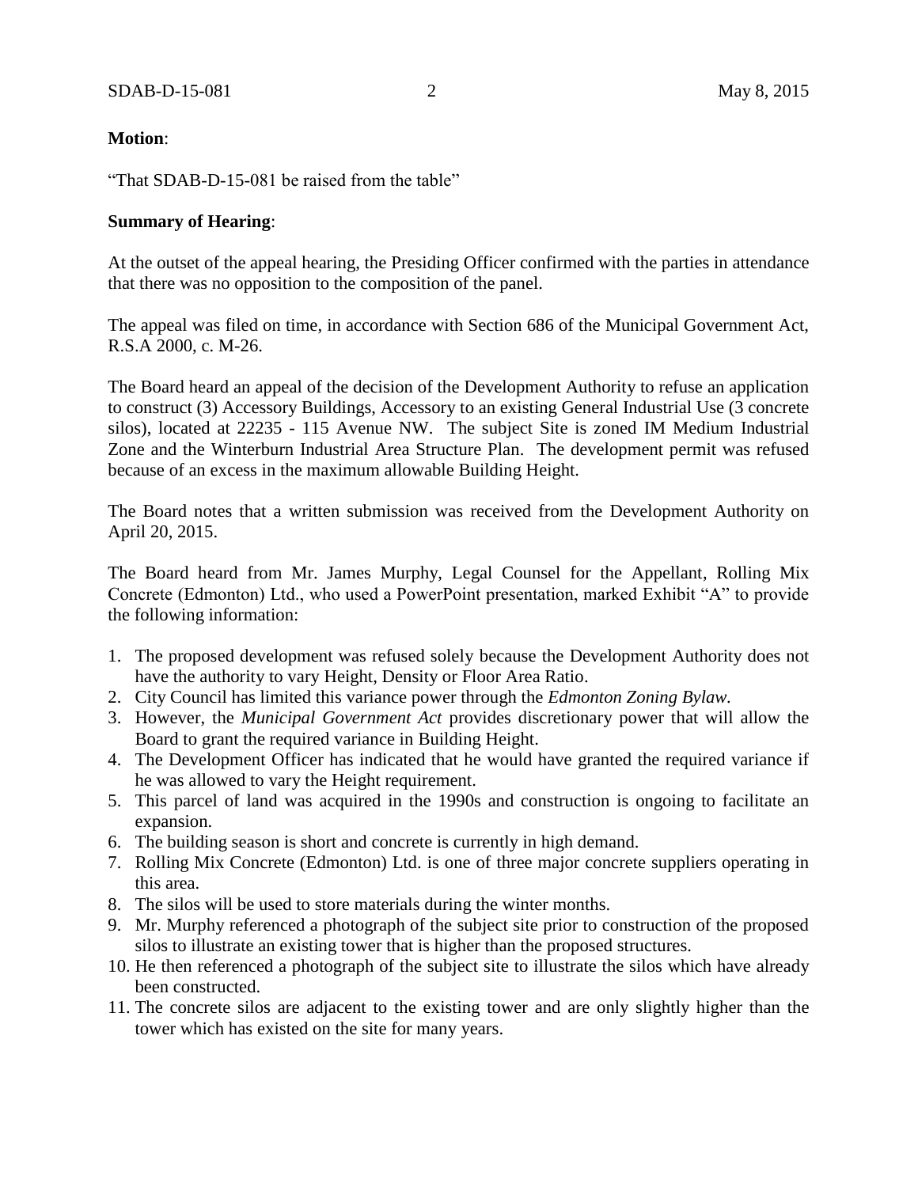**Motion**:

"That SDAB-D-15-081 be raised from the table"

**Summary of Hearing**:

At the outset of the appeal hearing, the Presiding Officer confirmed with the parties in attendance that there was no opposition to the composition of the panel.

The appeal was filed on time, in accordance with Section 686 of the Municipal Government Act, R.S.A 2000, c. M-26.

The Board heard an appeal of the decision of the Development Authority to refuse an application to construct (3) Accessory Buildings, Accessory to an existing General Industrial Use (3 concrete silos), located at 22235 - 115 Avenue NW. The subject Site is zoned IM Medium Industrial Zone and the Winterburn Industrial Area Structure Plan. The development permit was refused because of an excess in the maximum allowable Building Height.

The Board notes that a written submission was received from the Development Authority on April 20, 2015.

The Board heard from Mr. James Murphy, Legal Counsel for the Appellant, Rolling Mix Concrete (Edmonton) Ltd., who used a PowerPoint presentation, marked Exhibit "A" to provide the following information:

1. The proposed development was refused solely because the Development Authority does not have the authority to vary Height, Density or Floor Area Ratio.
2. City Council has limited this variance power through the *Edmonton Zoning Bylaw*.
3. However, the *Municipal Government Act* provides discretionary power that will allow the Board to grant the required variance in Building Height.
4. The Development Officer has indicated that he would have granted the required variance if he was allowed to vary the Height requirement.
5. This parcel of land was acquired in the 1990s and construction is ongoing to facilitate an expansion.
6. The building season is short and concrete is currently in high demand.
7. Rolling Mix Concrete (Edmonton) Ltd. is one of three major concrete suppliers operating in this area.
8. The silos will be used to store materials during the winter months.
9. Mr. Murphy referenced a photograph of the subject site prior to construction of the proposed silos to illustrate an existing tower that is higher than the proposed structures.
10. He then referenced a photograph of the subject site to illustrate the silos which have already been constructed.
11. The concrete silos are adjacent to the existing tower and are only slightly higher than the tower which has existed on the site for many years.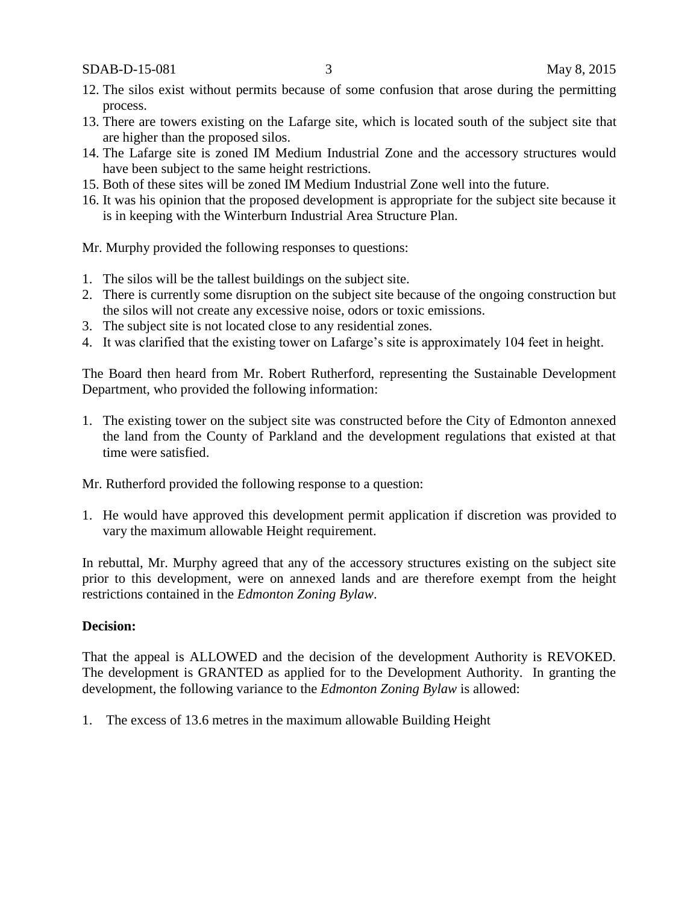12. The silos exist without permits because of some confusion that arose during the permitting process.
13. There are towers existing on the Lafarge site, which is located south of the subject site that are higher than the proposed silos.
14. The Lafarge site is zoned IM Medium Industrial Zone and the accessory structures would have been subject to the same height restrictions.
15. Both of these sites will be zoned IM Medium Industrial Zone well into the future.
16. It was his opinion that the proposed development is appropriate for the subject site because it is in keeping with the Winterburn Industrial Area Structure Plan.

Mr. Murphy provided the following responses to questions:

1. The silos will be the tallest buildings on the subject site.
2. There is currently some disruption on the subject site because of the ongoing construction but the silos will not create any excessive noise, odors or toxic emissions.
3. The subject site is not located close to any residential zones.
4. It was clarified that the existing tower on Lafarge's site is approximately 104 feet in height.

The Board then heard from Mr. Robert Rutherford, representing the Sustainable Development Department, who provided the following information:

1. The existing tower on the subject site was constructed before the City of Edmonton annexed the land from the County of Parkland and the development regulations that existed at that time were satisfied.

Mr. Rutherford provided the following response to a question:

1. He would have approved this development permit application if discretion was provided to vary the maximum allowable Height requirement.

In rebuttal, Mr. Murphy agreed that any of the accessory structures existing on the subject site prior to this development, were on annexed lands and are therefore exempt from the height restrictions contained in the *Edmonton Zoning Bylaw*.

**Decision:**

That the appeal is ALLOWED and the decision of the development Authority is REVOKED. The development is GRANTED as applied for to the Development Authority. In granting the development, the following variance to the *Edmonton Zoning Bylaw* is allowed:

1. The excess of 13.6 metres in the maximum allowable Building Height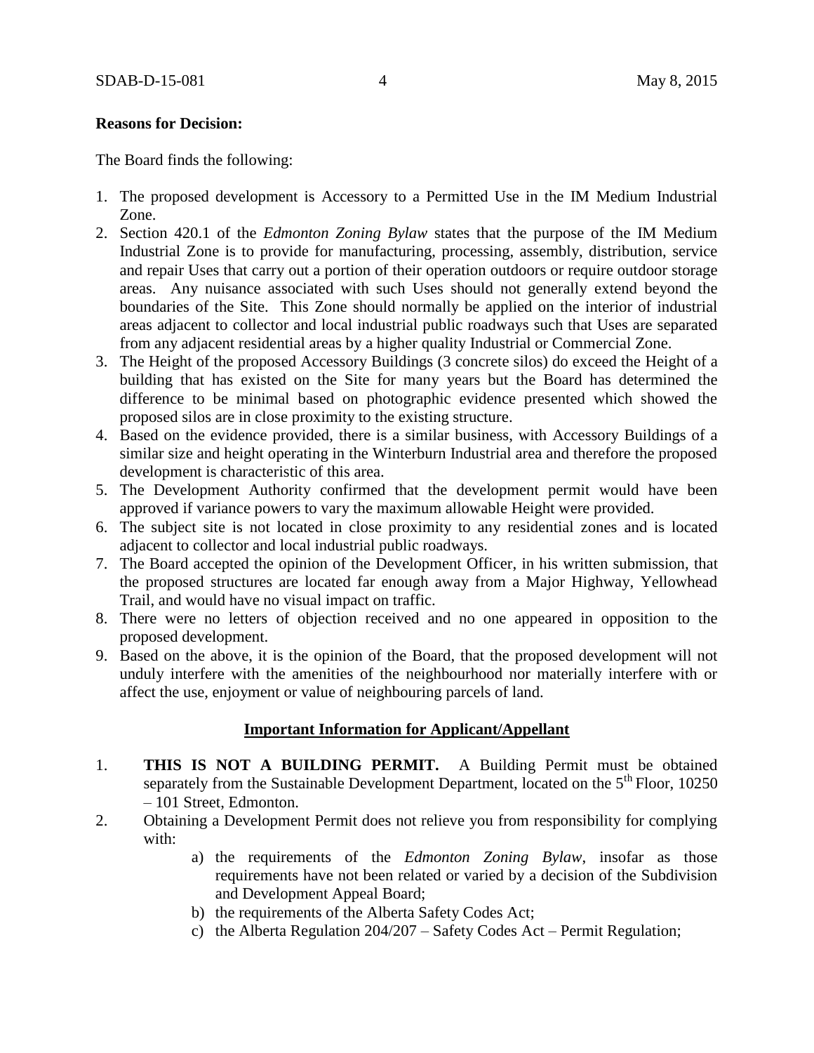**Reasons for Decision:**

The Board finds the following:

1. The proposed development is Accessory to a Permitted Use in the IM Medium Industrial Zone.
2. Section 420.1 of the *Edmonton Zoning Bylaw* states that the purpose of the IM Medium Industrial Zone is to provide for manufacturing, processing, assembly, distribution, service and repair Uses that carry out a portion of their operation outdoors or require outdoor storage areas. Any nuisance associated with such Uses should not generally extend beyond the boundaries of the Site. This Zone should normally be applied on the interior of industrial areas adjacent to collector and local industrial public roadways such that Uses are separated from any adjacent residential areas by a higher quality Industrial or Commercial Zone.
3. The Height of the proposed Accessory Buildings (3 concrete silos) do exceed the Height of a building that has existed on the Site for many years but the Board has determined the difference to be minimal based on photographic evidence presented which showed the proposed silos are in close proximity to the existing structure.
4. Based on the evidence provided, there is a similar business, with Accessory Buildings of a similar size and height operating in the Winterburn Industrial area and therefore the proposed development is characteristic of this area.
5. The Development Authority confirmed that the development permit would have been approved if variance powers to vary the maximum allowable Height were provided.
6. The subject site is not located in close proximity to any residential zones and is located adjacent to collector and local industrial public roadways.
7. The Board accepted the opinion of the Development Officer, in his written submission, that the proposed structures are located far enough away from a Major Highway, Yellowhead Trail, and would have no visual impact on traffic.
8. There were no letters of objection received and no one appeared in opposition to the proposed development.
9. Based on the above, it is the opinion of the Board, that the proposed development will not unduly interfere with the amenities of the neighbourhood nor materially interfere with or affect the use, enjoyment or value of neighbouring parcels of land.

**Important Information for Applicant/Appellant**

1. **THIS IS NOT A BUILDING PERMIT.** A Building Permit must be obtained separately from the Sustainable Development Department, located on the 5th Floor, 10250 – 101 Street, Edmonton.
2. Obtaining a Development Permit does not relieve you from responsibility for complying with:
   a) the requirements of the *Edmonton Zoning Bylaw*, insofar as those requirements have not been related or varied by a decision of the Subdivision and Development Appeal Board;
   b) the requirements of the Alberta Safety Codes Act;
   c) the Alberta Regulation 204/207 – Safety Codes Act – Permit Regulation;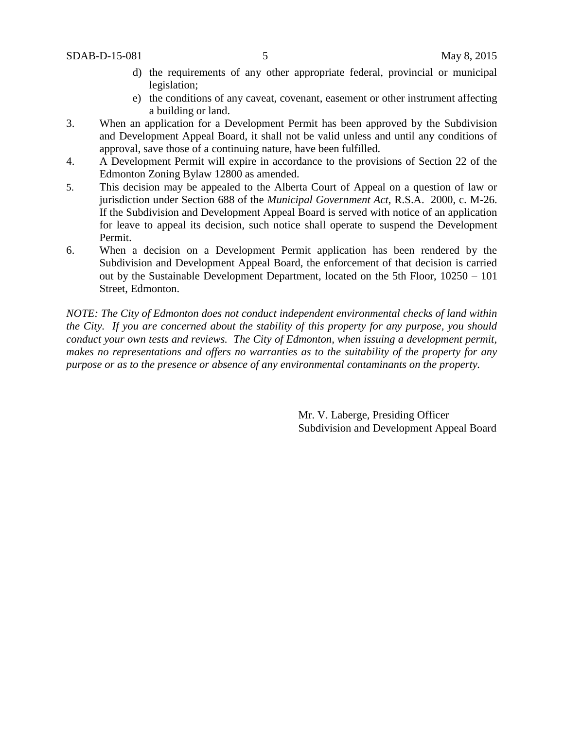d) the requirements of any other appropriate federal, provincial or municipal legislation;
   e) the conditions of any caveat, covenant, easement or other instrument affecting a building or land.

3. When an application for a Development Permit has been approved by the Subdivision and Development Appeal Board, it shall not be valid unless and until any conditions of approval, save those of a continuing nature, have been fulfilled.
4. A Development Permit will expire in accordance to the provisions of Section 22 of the Edmonton Zoning Bylaw 12800 as amended.
5. This decision may be appealed to the Alberta Court of Appeal on a question of law or jurisdiction under Section 688 of the *Municipal Government Act*, R.S.A. 2000, c. M-26. If the Subdivision and Development Appeal Board is served with notice of an application for leave to appeal its decision, such notice shall operate to suspend the Development Permit.
6. When a decision on a Development Permit application has been rendered by the Subdivision and Development Appeal Board, the enforcement of that decision is carried out by the Sustainable Development Department, located on the 5th Floor, 10250 – 101 Street, Edmonton.

*NOTE: The City of Edmonton does not conduct independent environmental checks of land within the City. If you are concerned about the stability of this property for any purpose, you should conduct your own tests and reviews. The City of Edmonton, when issuing a development permit, makes no representations and offers no warranties as to the suitability of the property for any purpose or as to the presence or absence of any environmental contaminants on the property.*

Mr. V. Laberge, Presiding Officer
Subdivision and Development Appeal Board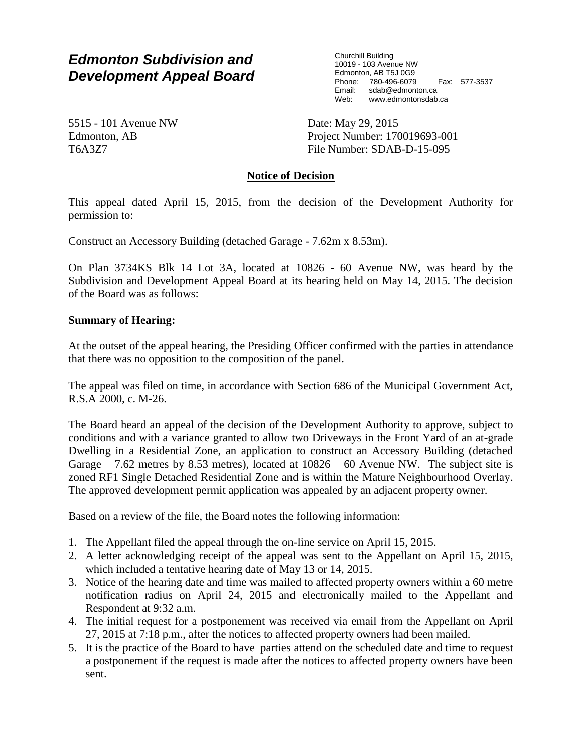# *Edmonton Subdivision and Development Appeal Board*

Churchill Building
10019 - 103 Avenue NW
Edmonton, AB T5J 0G9
Phone: 780-496-6079 Fax: 577-3537
Email: sdab@edmonton.ca
Web: www.edmontonsdab.ca

5515 - 101 Avenue NW
Edmonton, AB
T6A3Z7

Date: May 29, 2015
Project Number: 170019693-001
File Number: SDAB-D-15-095

## Notice of Decision

This appeal dated April 15, 2015, from the decision of the Development Authority for permission to:

Construct an Accessory Building (detached Garage - 7.62m x 8.53m).

On Plan 3734KS Blk 14 Lot 3A, located at 10826 - 60 Avenue NW, was heard by the Subdivision and Development Appeal Board at its hearing held on May 14, 2015. The decision of the Board was as follows:

**Summary of Hearing:**

At the outset of the appeal hearing, the Presiding Officer confirmed with the parties in attendance that there was no opposition to the composition of the panel.

The appeal was filed on time, in accordance with Section 686 of the Municipal Government Act, R.S.A 2000, c. M-26.

The Board heard an appeal of the decision of the Development Authority to approve, subject to conditions and with a variance granted to allow two Driveways in the Front Yard of an at-grade Dwelling in a Residential Zone, an application to construct an Accessory Building (detached Garage – 7.62 metres by 8.53 metres), located at 10826 – 60 Avenue NW. The subject site is zoned RF1 Single Detached Residential Zone and is within the Mature Neighbourhood Overlay. The approved development permit application was appealed by an adjacent property owner.

Based on a review of the file, the Board notes the following information:

1. The Appellant filed the appeal through the on-line service on April 15, 2015.
2. A letter acknowledging receipt of the appeal was sent to the Appellant on April 15, 2015, which included a tentative hearing date of May 13 or 14, 2015.
3. Notice of the hearing date and time was mailed to affected property owners within a 60 metre notification radius on April 24, 2015 and electronically mailed to the Appellant and Respondent at 9:32 a.m.
4. The initial request for a postponement was received via email from the Appellant on April 27, 2015 at 7:18 p.m., after the notices to affected property owners had been mailed.
5. It is the practice of the Board to have parties attend on the scheduled date and time to request a postponement if the request is made after the notices to affected property owners have been sent.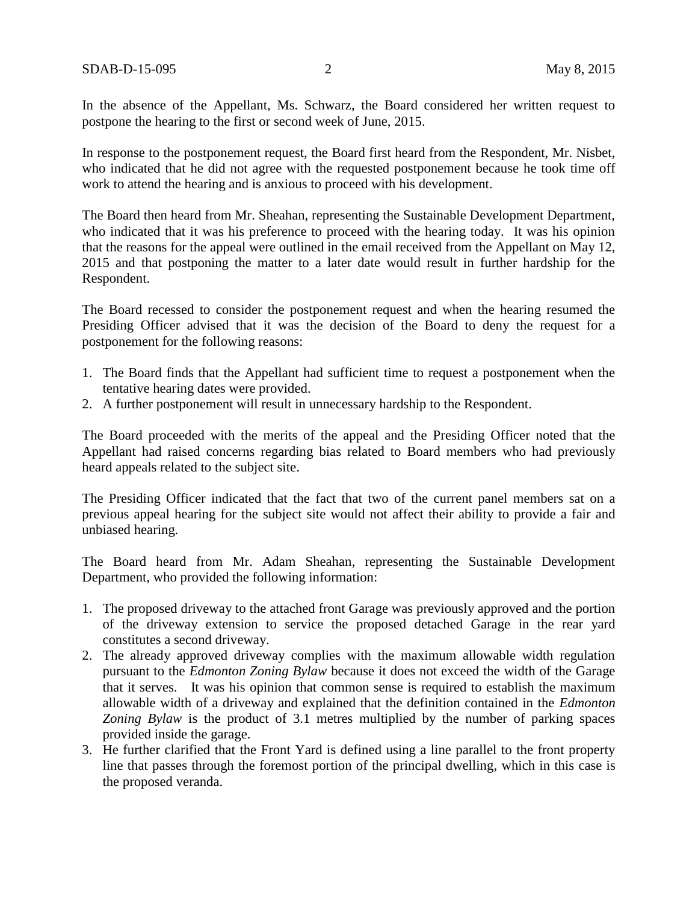In the absence of the Appellant, Ms. Schwarz, the Board considered her written request to postpone the hearing to the first or second week of June, 2015.

In response to the postponement request, the Board first heard from the Respondent, Mr. Nisbet, who indicated that he did not agree with the requested postponement because he took time off work to attend the hearing and is anxious to proceed with his development.

The Board then heard from Mr. Sheahan, representing the Sustainable Development Department, who indicated that it was his preference to proceed with the hearing today. It was his opinion that the reasons for the appeal were outlined in the email received from the Appellant on May 12, 2015 and that postponing the matter to a later date would result in further hardship for the Respondent.

The Board recessed to consider the postponement request and when the hearing resumed the Presiding Officer advised that it was the decision of the Board to deny the request for a postponement for the following reasons:

1. The Board finds that the Appellant had sufficient time to request a postponement when the tentative hearing dates were provided.
2. A further postponement will result in unnecessary hardship to the Respondent.

The Board proceeded with the merits of the appeal and the Presiding Officer noted that the Appellant had raised concerns regarding bias related to Board members who had previously heard appeals related to the subject site.

The Presiding Officer indicated that the fact that two of the current panel members sat on a previous appeal hearing for the subject site would not affect their ability to provide a fair and unbiased hearing.

The Board heard from Mr. Adam Sheahan, representing the Sustainable Development Department, who provided the following information:

1. The proposed driveway to the attached front Garage was previously approved and the portion of the driveway extension to service the proposed detached Garage in the rear yard constitutes a second driveway.
2. The already approved driveway complies with the maximum allowable width regulation pursuant to the *Edmonton Zoning Bylaw* because it does not exceed the width of the Garage that it serves. It was his opinion that common sense is required to establish the maximum allowable width of a driveway and explained that the definition contained in the *Edmonton Zoning Bylaw* is the product of 3.1 metres multiplied by the number of parking spaces provided inside the garage.
3. He further clarified that the Front Yard is defined using a line parallel to the front property line that passes through the foremost portion of the principal dwelling, which in this case is the proposed veranda.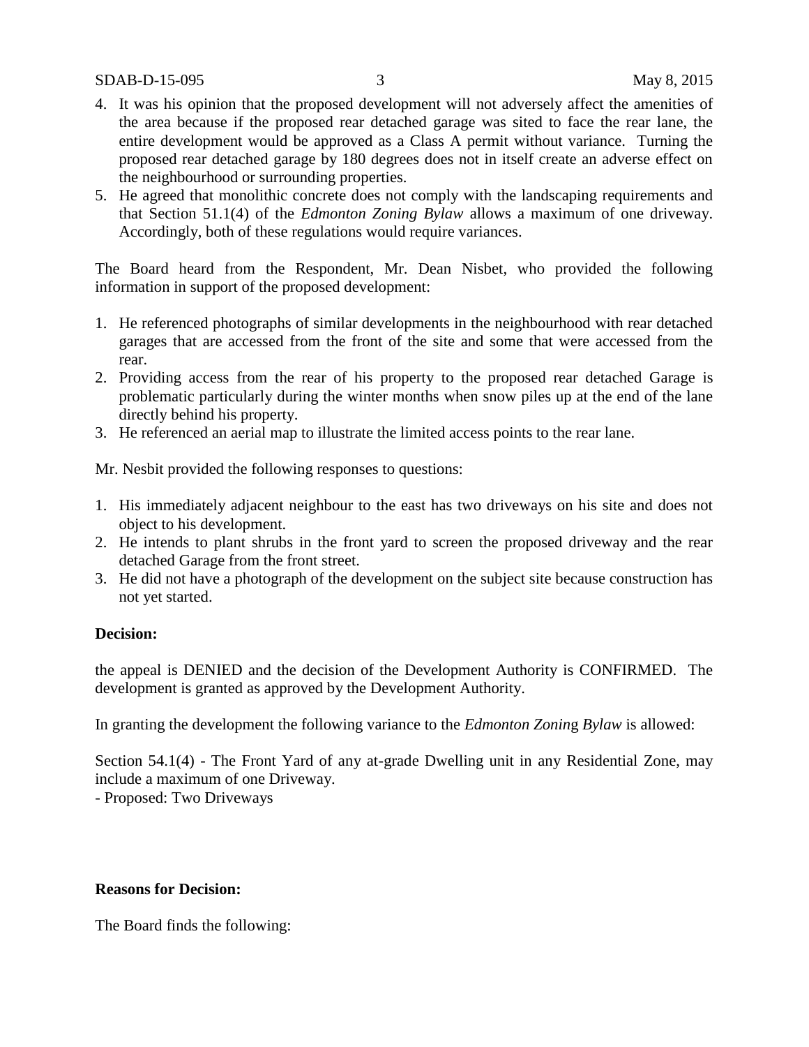4. It was his opinion that the proposed development will not adversely affect the amenities of the area because if the proposed rear detached garage was sited to face the rear lane, the entire development would be approved as a Class A permit without variance. Turning the proposed rear detached garage by 180 degrees does not in itself create an adverse effect on the neighbourhood or surrounding properties.
5. He agreed that monolithic concrete does not comply with the landscaping requirements and that Section 51.1(4) of the *Edmonton Zoning Bylaw* allows a maximum of one driveway. Accordingly, both of these regulations would require variances.

The Board heard from the Respondent, Mr. Dean Nisbet, who provided the following information in support of the proposed development:

1. He referenced photographs of similar developments in the neighbourhood with rear detached garages that are accessed from the front of the site and some that were accessed from the rear.
2. Providing access from the rear of his property to the proposed rear detached Garage is problematic particularly during the winter months when snow piles up at the end of the lane directly behind his property.
3. He referenced an aerial map to illustrate the limited access points to the rear lane.

Mr. Nesbit provided the following responses to questions:

1. His immediately adjacent neighbour to the east has two driveways on his site and does not object to his development.
2. He intends to plant shrubs in the front yard to screen the proposed driveway and the rear detached Garage from the front street.
3. He did not have a photograph of the development on the subject site because construction has not yet started.

**Decision:**

the appeal is DENIED and the decision of the Development Authority is CONFIRMED. The development is granted as approved by the Development Authority.

In granting the development the following variance to the *Edmonton Zoning Bylaw* is allowed:

Section 54.1(4) - The Front Yard of any at-grade Dwelling unit in any Residential Zone, may include a maximum of one Driveway.
- Proposed: Two Driveways

**Reasons for Decision:**

The Board finds the following: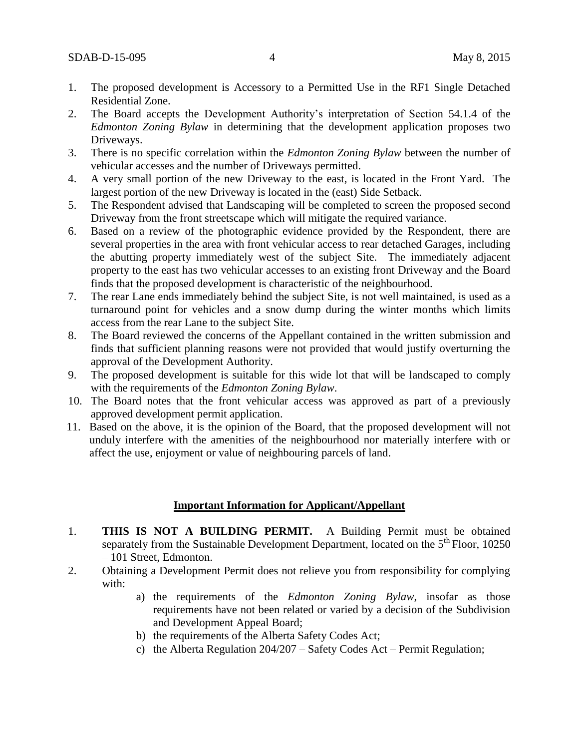1. The proposed development is Accessory to a Permitted Use in the RF1 Single Detached Residential Zone.
2. The Board accepts the Development Authority's interpretation of Section 54.1.4 of the *Edmonton Zoning Bylaw* in determining that the development application proposes two Driveways.
3. There is no specific correlation within the *Edmonton Zoning Bylaw* between the number of vehicular accesses and the number of Driveways permitted.
4. A very small portion of the new Driveway to the east, is located in the Front Yard. The largest portion of the new Driveway is located in the (east) Side Setback.
5. The Respondent advised that Landscaping will be completed to screen the proposed second Driveway from the front streetscape which will mitigate the required variance.
6. Based on a review of the photographic evidence provided by the Respondent, there are several properties in the area with front vehicular access to rear detached Garages, including the abutting property immediately west of the subject Site. The immediately adjacent property to the east has two vehicular accesses to an existing front Driveway and the Board finds that the proposed development is characteristic of the neighbourhood.
7. The rear Lane ends immediately behind the subject Site, is not well maintained, is used as a turnaround point for vehicles and a snow dump during the winter months which limits access from the rear Lane to the subject Site.
8. The Board reviewed the concerns of the Appellant contained in the written submission and finds that sufficient planning reasons were not provided that would justify overturning the approval of the Development Authority.
9. The proposed development is suitable for this wide lot that will be landscaped to comply with the requirements of the *Edmonton Zoning Bylaw*.
10. The Board notes that the front vehicular access was approved as part of a previously approved development permit application.
11. Based on the above, it is the opinion of the Board, that the proposed development will not unduly interfere with the amenities of the neighbourhood nor materially interfere with or affect the use, enjoyment or value of neighbouring parcels of land.

## **Important Information for Applicant/Appellant**

1. **THIS IS NOT A BUILDING PERMIT.** A Building Permit must be obtained separately from the Sustainable Development Department, located on the 5th Floor, 10250 – 101 Street, Edmonton.
2. Obtaining a Development Permit does not relieve you from responsibility for complying with:
    a) the requirements of the *Edmonton Zoning Bylaw*, insofar as those requirements have not been related or varied by a decision of the Subdivision and Development Appeal Board;
    b) the requirements of the Alberta Safety Codes Act;
    c) the Alberta Regulation 204/207 – Safety Codes Act – Permit Regulation;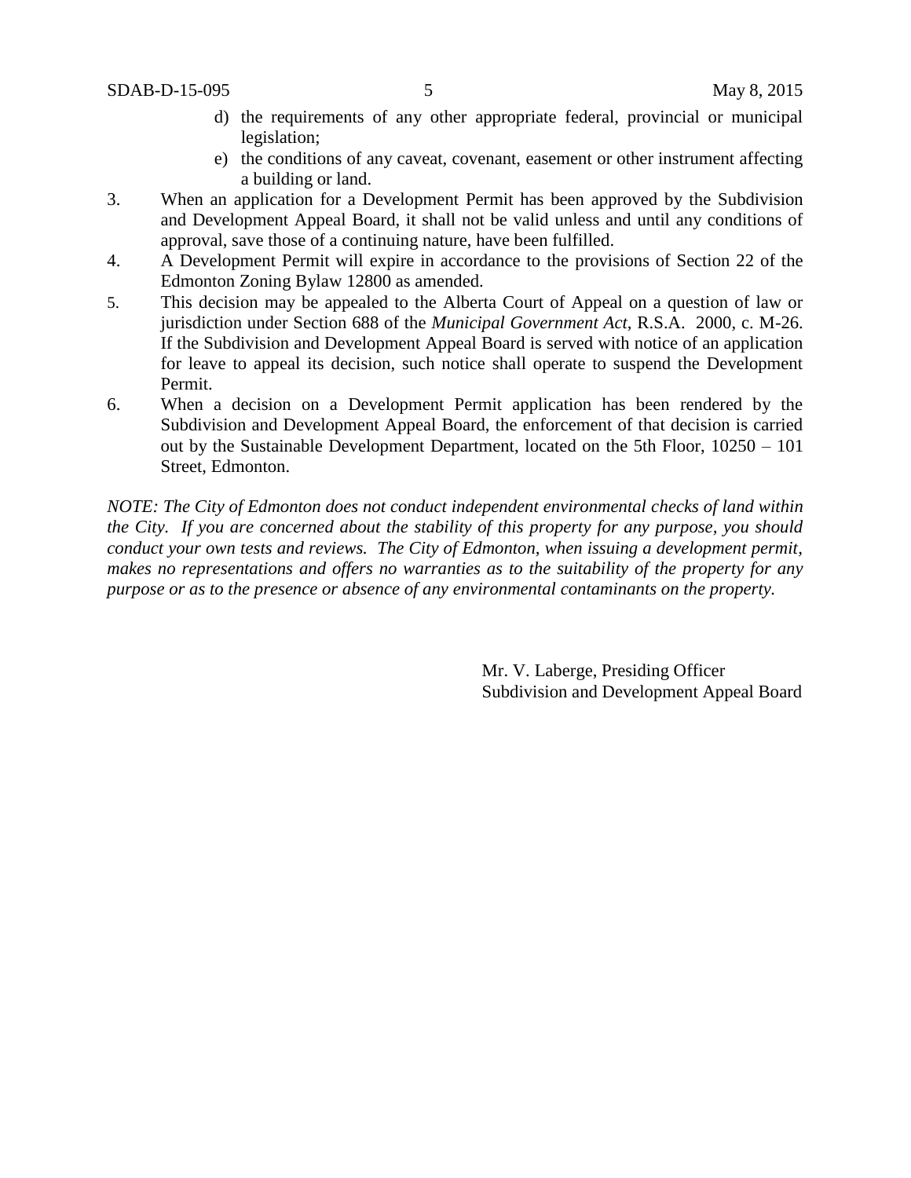d) the requirements of any other appropriate federal, provincial or municipal legislation;
e) the conditions of any caveat, covenant, easement or other instrument affecting a building or land.

3. When an application for a Development Permit has been approved by the Subdivision and Development Appeal Board, it shall not be valid unless and until any conditions of approval, save those of a continuing nature, have been fulfilled.
4. A Development Permit will expire in accordance to the provisions of Section 22 of the Edmonton Zoning Bylaw 12800 as amended.
5. This decision may be appealed to the Alberta Court of Appeal on a question of law or jurisdiction under Section 688 of the *Municipal Government Act*, R.S.A. 2000, c. M-26. If the Subdivision and Development Appeal Board is served with notice of an application for leave to appeal its decision, such notice shall operate to suspend the Development Permit.
6. When a decision on a Development Permit application has been rendered by the Subdivision and Development Appeal Board, the enforcement of that decision is carried out by the Sustainable Development Department, located on the 5th Floor, 10250 – 101 Street, Edmonton.

*NOTE: The City of Edmonton does not conduct independent environmental checks of land within the City. If you are concerned about the stability of this property for any purpose, you should conduct your own tests and reviews. The City of Edmonton, when issuing a development permit, makes no representations and offers no warranties as to the suitability of the property for any purpose or as to the presence or absence of any environmental contaminants on the property.*

Mr. V. Laberge, Presiding Officer
Subdivision and Development Appeal Board